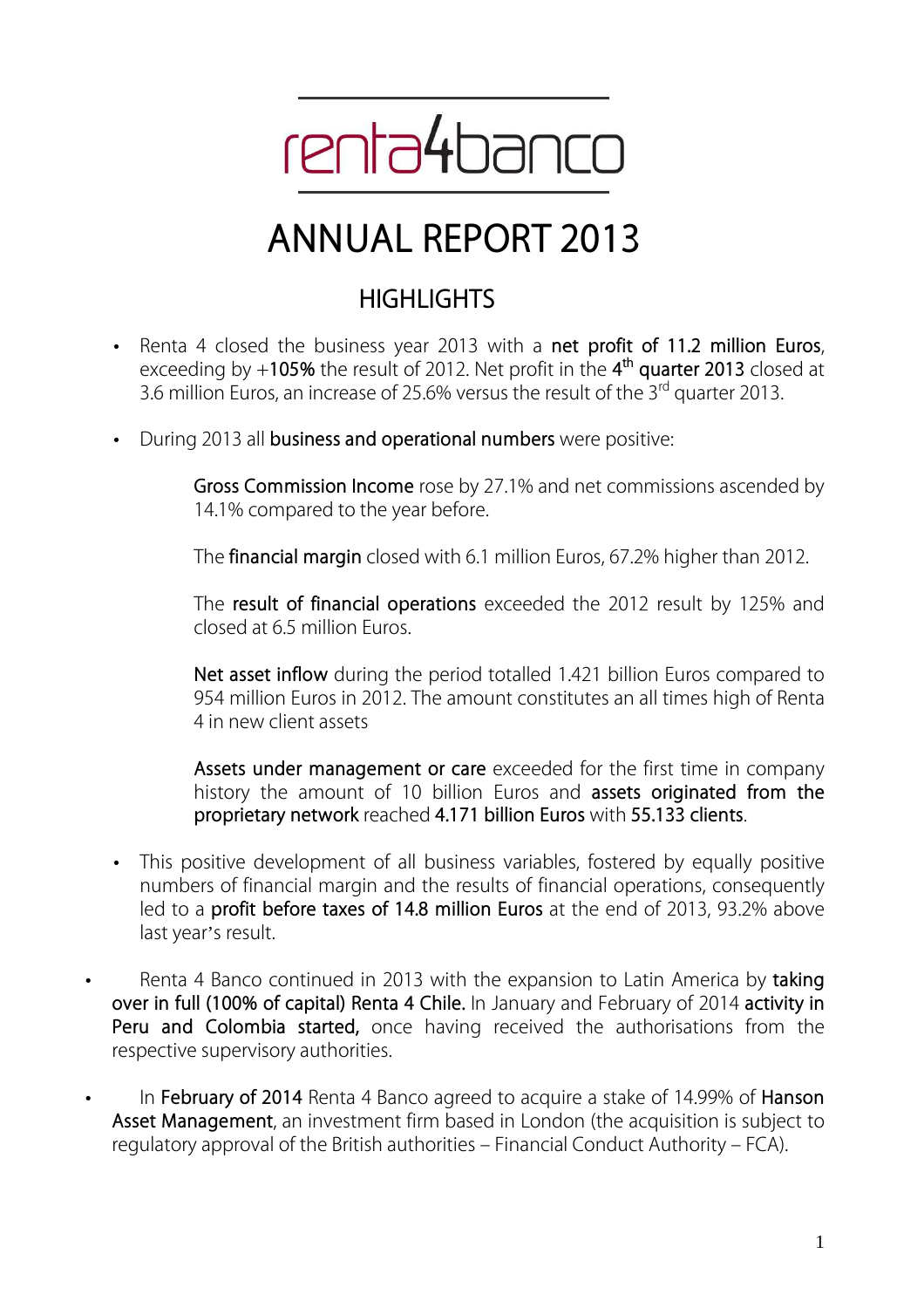renta4banco

# ANNUAL REPORT 2013

## HIGHLIGHTS

- Renta 4 closed the business year 2013 with a **net profit of 11.2 million Euros**, exceeding by +**105%** the result of 2012. Net profit in the **4th quarter 2013** closed at 3.6 million Euros, an increase of 25.6% versus the result of the 3rd quarter 2013.

- During 2013 all **business and operational numbers** were positive:

  **Gross Commission Income** rose by 27.1% and net commissions ascended by 14.1% compared to the year before.

  The **financial margin** closed with 6.1 million Euros, 67.2% higher than 2012.

  The **result of financial operations** exceeded the 2012 result by 125% and closed at 6.5 million Euros.

  **Net asset inflow** during the period totalled 1.421 billion Euros compared to 954 million Euros in 2012. The amount constitutes an all times high of Renta 4 in new client assets

  **Assets under management or care** exceeded for the first time in company history the amount of 10 billion Euros and **assets originated from the proprietary network** reached **4.171 billion Euros** with **55.133 clients**.

- This positive development of all business variables, fostered by equally positive numbers of financial margin and the results of financial operations, consequently led to a **profit before taxes of 14.8 million Euros** at the end of 2013, 93.2% above last year's result.

- Renta 4 Banco continued in 2013 with the expansion to Latin America by **taking over in full (100% of capital) Renta 4 Chile.** In January and February of 2014 **activity in Peru and Colombia started,** once having received the authorisations from the respective supervisory authorities.

- In **February of 2014** Renta 4 Banco agreed to acquire a stake of 14.99% of **Hanson Asset Management**, an investment firm based in London (the acquisition is subject to regulatory approval of the British authorities – Financial Conduct Authority – FCA).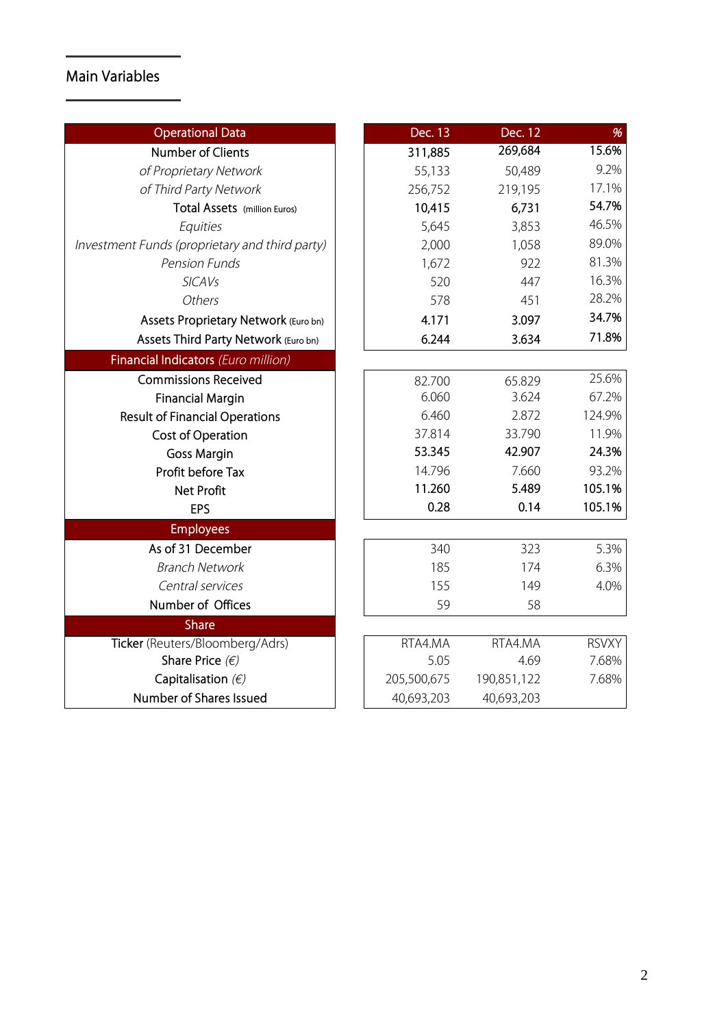## Main Variables

| Operational Data | Dec. 13 | Dec. 12 | % |
|---|---|---|---|
| Number of Clients | 311,885 | 269,684 | 15.6% |
| *of Proprietary Network* | 55,133 | 50,489 | 9.2% |
| *of Third Party Network* | 256,752 | 219,195 | 17.1% |
| Total Assets (million Euros) | 10,415 | 6,731 | 54.7% |
| *Equities* | 5,645 | 3,853 | 46.5% |
| *Investment Funds (proprietary and third party)* | 2,000 | 1,058 | 89.0% |
| *Pension Funds* | 1,672 | 922 | 81.3% |
| *SICAVs* | 520 | 447 | 16.3% |
| *Others* | 578 | 451 | 28.2% |
| Assets Proprietary Network (Euro bn) | 4.171 | 3.097 | 34.7% |
| Assets Third Party Network (Euro bn) | 6.244 | 3.634 | 71.8% |
| **Financial Indicators** *(Euro million)* | | | |
| Commissions Received | 82.700 | 65.829 | 25.6% |
| Financial Margin | 6.060 | 3.624 | 67.2% |
| Result of Financial Operations | 6.460 | 2.872 | 124.9% |
| Cost of Operation | 37.814 | 33.790 | 11.9% |
| Goss Margin | 53.345 | 42.907 | 24.3% |
| Profit before Tax | 14.796 | 7.660 | 93.2% |
| Net Profit | 11.260 | 5.489 | 105.1% |
| EPS | 0.28 | 0.14 | 105.1% |
| **Employees** | | | |
| As of 31 December | 340 | 323 | 5.3% |
| *Branch Network* | 185 | 174 | 6.3% |
| *Central services* | 155 | 149 | 4.0% |
| Number of Offices | 59 | 58 | |
| **Share** | | | |
| Ticker (Reuters/Bloomberg/Adrs) | RTA4.MA | RTA4.MA | RSVXY |
| Share Price *(€)* | 5.05 | 4.69 | 7.68% |
| Capitalisation *(€)* | 205,500,675 | 190,851,122 | 7.68% |
| Number of Shares Issued | 40,693,203 | 40,693,203 | |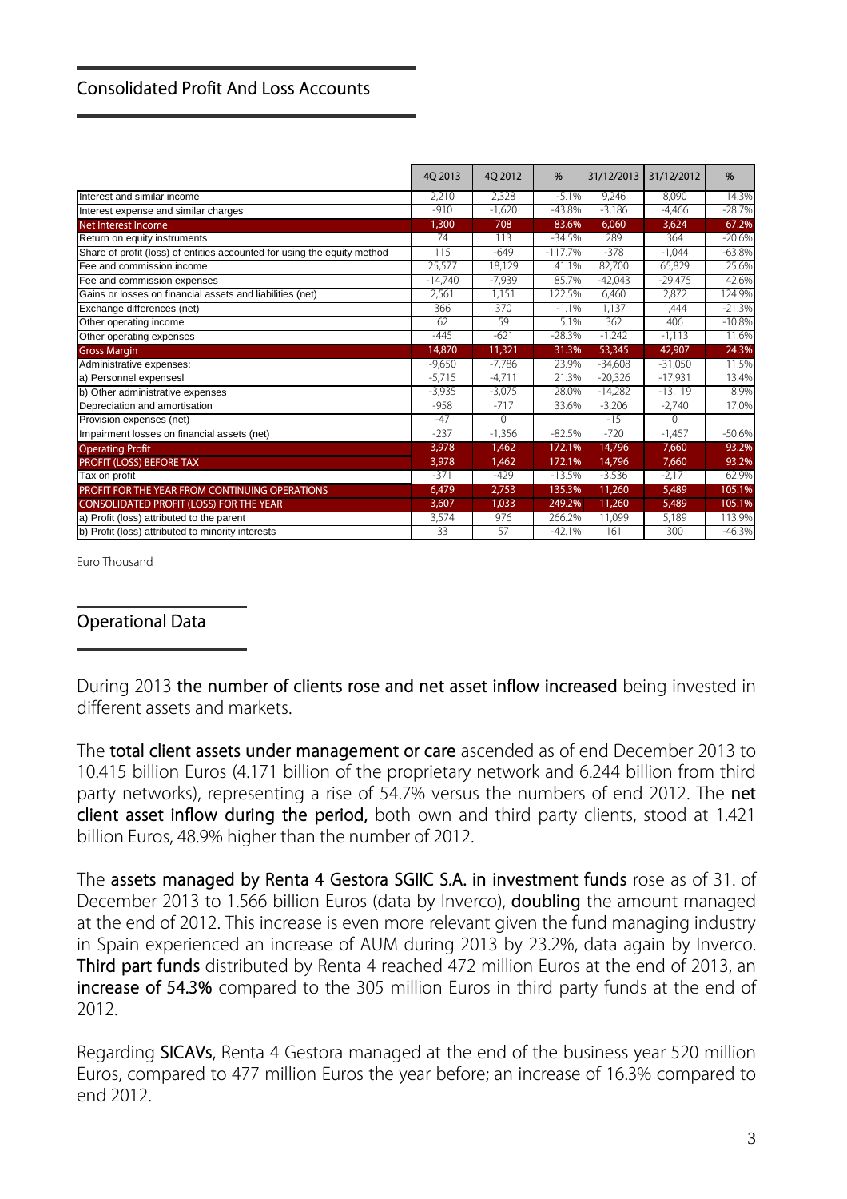## Consolidated Profit And Loss Accounts

| | 4Q 2013 | 4Q 2012 | % | 31/12/2013 | 31/12/2012 | % |
|---|---|---|---|---|---|---|
| Interest and similar income | 2,210 | 2,328 | -5.1% | 9,246 | 8,090 | 14.3% |
| Interest expense and similar charges | -910 | -1,620 | -43.8% | -3,186 | -4,466 | -28.7% |
| **Net Interest Income** | **1,300** | **708** | **83.6%** | **6,060** | **3,624** | **67.2%** |
| Return on equity instruments | 74 | 113 | -34.5% | 289 | 364 | -20.6% |
| Share of profit (loss) of entities accounted for using the equity method | 115 | -649 | -117.7% | -378 | -1,044 | -63.8% |
| Fee and commission income | 25,577 | 18,129 | 41.1% | 82,700 | 65,829 | 25.6% |
| Fee and commission expenses | -14,740 | -7,939 | 85.7% | -42,043 | -29,475 | 42.6% |
| Gains or losses on financial assets and liabilities (net) | 2,561 | 1,151 | 122.5% | 6,460 | 2,872 | 124.9% |
| Exchange differences (net) | 366 | 370 | -1.1% | 1,137 | 1,444 | -21.3% |
| Other operating income | 62 | 59 | 5.1% | 362 | 406 | -10.8% |
| Other operating expenses | -445 | -621 | -28.3% | -1,242 | -1,113 | 11.6% |
| **Gross Margin** | **14,870** | **11,321** | **31.3%** | **53,345** | **42,907** | **24.3%** |
| Administrative expenses: | -9,650 | -7,786 | 23.9% | -34,608 | -31,050 | 11.5% |
| a) Personnel expensesl | -5,715 | -4,711 | 21.3% | -20,326 | -17,931 | 13.4% |
| b) Other administrative expenses | -3,935 | -3,075 | 28.0% | -14,282 | -13,119 | 8.9% |
| Depreciation and amortisation | -958 | -717 | 33.6% | -3,206 | -2,740 | 17.0% |
| Provision expenses (net) | -47 | 0 | | -15 | 0 | |
| Impairment losses on financial assets (net) | -237 | -1,356 | -82.5% | -720 | -1,457 | -50.6% |
| **Operating Profit** | **3,978** | **1,462** | **172.1%** | **14,796** | **7,660** | **93.2%** |
| **PROFIT (LOSS) BEFORE TAX** | **3,978** | **1,462** | **172.1%** | **14,796** | **7,660** | **93.2%** |
| Tax on profit | -371 | -429 | -13.5% | -3,536 | -2,171 | 62.9% |
| **PROFIT FOR THE YEAR FROM CONTINUING OPERATIONS** | **6,479** | **2,753** | **135.3%** | **11,260** | **5,489** | **105.1%** |
| **CONSOLIDATED PROFIT (LOSS) FOR THE YEAR** | **3,607** | **1,033** | **249.2%** | **11,260** | **5,489** | **105.1%** |
| a) Profit (loss) attributed to the parent | 3,574 | 976 | 266.2% | 11,099 | 5,189 | 113.9% |
| b) Profit (loss) attributed to minority interests | 33 | 57 | -42.1% | 161 | 300 | -46.3% |

Euro Thousand

## Operational Data

During 2013 **the number of clients rose and net asset inflow increased** being invested in different assets and markets.

The **total client assets under management or care** ascended as of end December 2013 to 10.415 billion Euros (4.171 billion of the proprietary network and 6.244 billion from third party networks), representing a rise of 54.7% versus the numbers of end 2012. The **net client asset inflow during the period,** both own and third party clients, stood at 1.421 billion Euros, 48.9% higher than the number of 2012.

The **assets managed by Renta 4 Gestora SGIIC S.A. in investment funds** rose as of 31. of December 2013 to 1.566 billion Euros (data by Inverco), **doubling** the amount managed at the end of 2012. This increase is even more relevant given the fund managing industry in Spain experienced an increase of AUM during 2013 by 23.2%, data again by Inverco. **Third part funds** distributed by Renta 4 reached 472 million Euros at the end of 2013, an **increase of 54.3%** compared to the 305 million Euros in third party funds at the end of 2012.

Regarding **SICAVs**, Renta 4 Gestora managed at the end of the business year 520 million Euros, compared to 477 million Euros the year before; an increase of 16.3% compared to end 2012.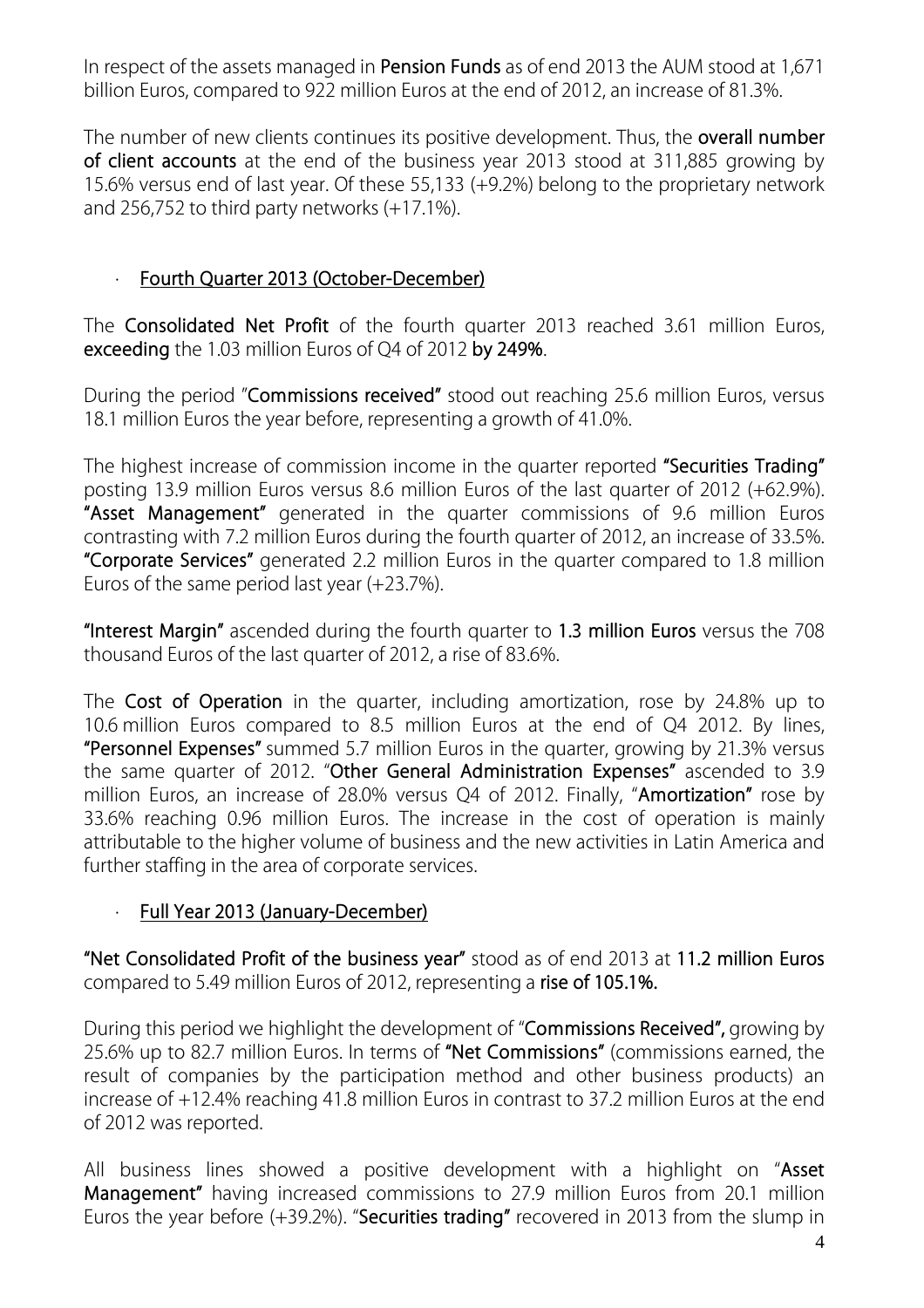In respect of the assets managed in **Pension Funds** as of end 2013 the AUM stood at 1,671 billion Euros, compared to 922 million Euros at the end of 2012, an increase of 81.3%.

The number of new clients continues its positive development. Thus, the **overall number of client accounts** at the end of the business year 2013 stood at 311,885 growing by 15.6% versus end of last year. Of these 55,133 (+9.2%) belong to the proprietary network and 256,752 to third party networks (+17.1%).

- **Fourth Quarter 2013 (October-December)**

The **Consolidated Net Profit** of the fourth quarter 2013 reached 3.61 million Euros, **exceeding** the 1.03 million Euros of Q4 of 2012 **by 249%**.

During the period "**Commissions received**" stood out reaching 25.6 million Euros, versus 18.1 million Euros the year before, representing a growth of 41.0%.

The highest increase of commission income in the quarter reported **"Securities Trading"** posting 13.9 million Euros versus 8.6 million Euros of the last quarter of 2012 (+62.9%). **"Asset Management"** generated in the quarter commissions of 9.6 million Euros contrasting with 7.2 million Euros during the fourth quarter of 2012, an increase of 33.5%. **"Corporate Services"** generated 2.2 million Euros in the quarter compared to 1.8 million Euros of the same period last year (+23.7%).

**"Interest Margin"** ascended during the fourth quarter to **1.3 million Euros** versus the 708 thousand Euros of the last quarter of 2012, a rise of 83.6%.

The **Cost of Operation** in the quarter, including amortization, rose by 24.8% up to 10.6 million Euros compared to 8.5 million Euros at the end of Q4 2012. By lines, **"Personnel Expenses"** summed 5.7 million Euros in the quarter, growing by 21.3% versus the same quarter of 2012. "**Other General Administration Expenses**" ascended to 3.9 million Euros, an increase of 28.0% versus Q4 of 2012. Finally, "**Amortization**" rose by 33.6% reaching 0.96 million Euros. The increase in the cost of operation is mainly attributable to the higher volume of business and the new activities in Latin America and further staffing in the area of corporate services.

- **Full Year 2013 (January-December)**

**"Net Consolidated Profit of the business year"** stood as of end 2013 at **11.2 million Euros** compared to 5.49 million Euros of 2012, representing a **rise of 105.1%.**

During this period we highlight the development of "**Commissions Received",** growing by 25.6% up to 82.7 million Euros. In terms of **"Net Commissions"** (commissions earned, the result of companies by the participation method and other business products) an increase of +12.4% reaching 41.8 million Euros in contrast to 37.2 million Euros at the end of 2012 was reported.

All business lines showed a positive development with a highlight on "**Asset Management"** having increased commissions to 27.9 million Euros from 20.1 million Euros the year before (+39.2%). "**Securities trading"** recovered in 2013 from the slump in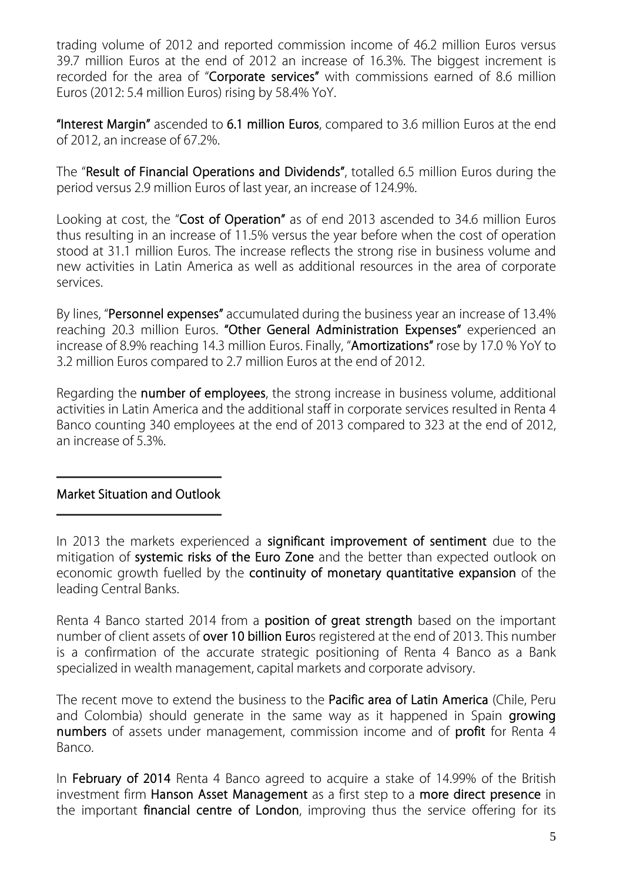trading volume of 2012 and reported commission income of 46.2 million Euros versus 39.7 million Euros at the end of 2012 an increase of 16.3%. The biggest increment is recorded for the area of "**Corporate services**" with commissions earned of 8.6 million Euros (2012: 5.4 million Euros) rising by 58.4% YoY.

**"Interest Margin"** ascended to **6.1 million Euros**, compared to 3.6 million Euros at the end of 2012, an increase of 67.2%.

The "**Result of Financial Operations and Dividends"**, totalled 6.5 million Euros during the period versus 2.9 million Euros of last year, an increase of 124.9%.

Looking at cost, the "**Cost of Operation"** as of end 2013 ascended to 34.6 million Euros thus resulting in an increase of 11.5% versus the year before when the cost of operation stood at 31.1 million Euros. The increase reflects the strong rise in business volume and new activities in Latin America as well as additional resources in the area of corporate services.

By lines, "**Personnel expenses"** accumulated during the business year an increase of 13.4% reaching 20.3 million Euros. **"Other General Administration Expenses"** experienced an increase of 8.9% reaching 14.3 million Euros. Finally, "**Amortizations"** rose by 17.0 % YoY to 3.2 million Euros compared to 2.7 million Euros at the end of 2012.

Regarding the **number of employees**, the strong increase in business volume, additional activities in Latin America and the additional staff in corporate services resulted in Renta 4 Banco counting 340 employees at the end of 2013 compared to 323 at the end of 2012, an increase of 5.3%.

## Market Situation and Outlook

In 2013 the markets experienced a **significant improvement of sentiment** due to the mitigation of **systemic risks of the Euro Zone** and the better than expected outlook on economic growth fuelled by the **continuity of monetary quantitative expansion** of the leading Central Banks.

Renta 4 Banco started 2014 from a **position of great strength** based on the important number of client assets of **over 10 billion Euro**s registered at the end of 2013. This number is a confirmation of the accurate strategic positioning of Renta 4 Banco as a Bank specialized in wealth management, capital markets and corporate advisory.

The recent move to extend the business to the **Pacific area of Latin America** (Chile, Peru and Colombia) should generate in the same way as it happened in Spain **growing numbers** of assets under management, commission income and of **profit** for Renta 4 Banco.

In **February of 2014** Renta 4 Banco agreed to acquire a stake of 14.99% of the British investment firm **Hanson Asset Management** as a first step to a **more direct presence** in the important **financial centre of London**, improving thus the service offering for its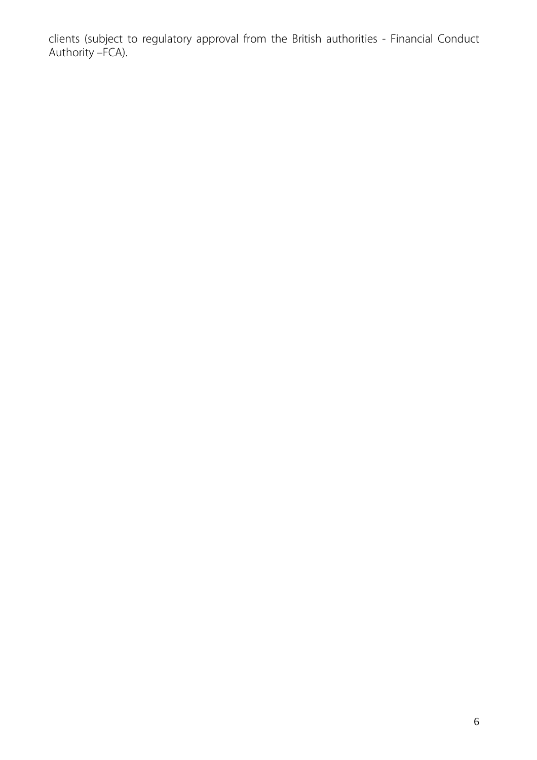clients (subject to regulatory approval from the British authorities - Financial Conduct Authority –FCA).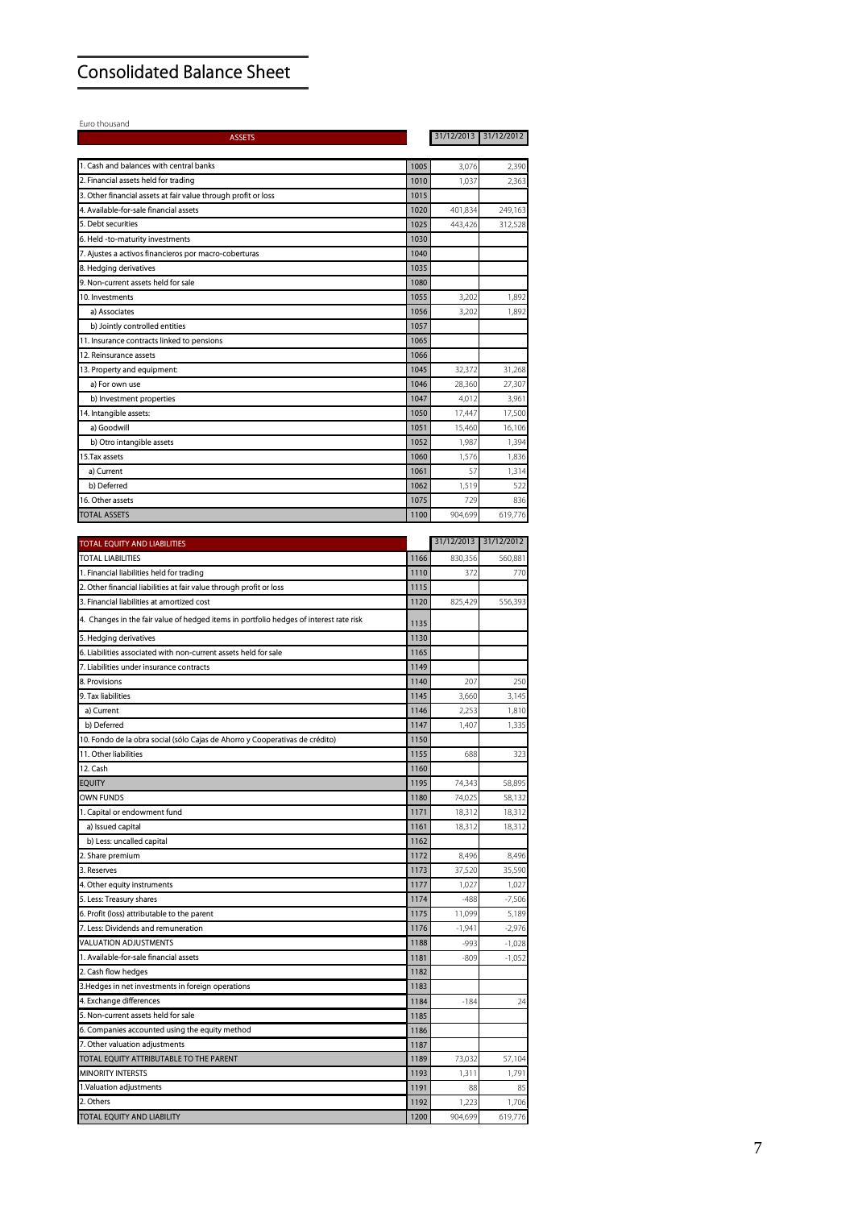# Consolidated Balance Sheet

Euro thousand

| ASSETS | | 31/12/2013 | 31/12/2012 |
|---|---|---|---|
| 1. Cash and balances with central banks | 1005 | 3,076 | 2,390 |
| 2. Financial assets held for trading | 1010 | 1,037 | 2,363 |
| 3. Other financial assets at fair value through profit or loss | 1015 | | |
| 4. Available-for-sale financial assets | 1020 | 401,834 | 249,163 |
| 5. Debt securities | 1025 | 443,426 | 312,528 |
| 6. Held -to-maturity investments | 1030 | | |
| 7. Ajustes a activos financieros por macro-coberturas | 1040 | | |
| 8. Hedging derivatives | 1035 | | |
| 9. Non-current assets held for sale | 1080 | | |
| 10. Investments | 1055 | 3,202 | 1,892 |
| a) Associates | 1056 | 3,202 | 1,892 |
| b) Jointly controlled entities | 1057 | | |
| 11. Insurance contracts linked to pensions | 1065 | | |
| 12. Reinsurance assets | 1066 | | |
| 13. Property and equipment: | 1045 | 32,372 | 31,268 |
| a) For own use | 1046 | 28,360 | 27,307 |
| b) Investment properties | 1047 | 4,012 | 3,961 |
| 14. Intangible assets: | 1050 | 17,447 | 17,500 |
| a) Goodwill | 1051 | 15,460 | 16,106 |
| b) Otro intangible assets | 1052 | 1,987 | 1,394 |
| 15.Tax assets | 1060 | 1,576 | 1,836 |
| a) Current | 1061 | 57 | 1,314 |
| b) Deferred | 1062 | 1,519 | 522 |
| 16. Other assets | 1075 | 729 | 836 |
| TOTAL ASSETS | 1100 | 904,699 | 619,776 |

| TOTAL EQUITY AND LIABILITIES | | 31/12/2013 | 31/12/2012 |
|---|---|---|---|
| TOTAL LIABILITIES | 1166 | 830,356 | 560,881 |
| 1. Financial liabilities held for trading | 1110 | 372 | 770 |
| 2. Other financial liabilities at fair value through profit or loss | 1115 | | |
| 3. Financial liabilities at amortized cost | 1120 | 825,429 | 556,393 |
| 4. Changes in the fair value of hedged items in portfolio hedges of interest rate risk | 1135 | | |
| 5. Hedging derivatives | 1130 | | |
| 6. Liabilities associated with non-current assets held for sale | 1165 | | |
| 7. Liabilities under insurance contracts | 1149 | | |
| 8. Provisions | 1140 | 207 | 250 |
| 9. Tax liabilities | 1145 | 3,660 | 3,145 |
| a) Current | 1146 | 2,253 | 1,810 |
| b) Deferred | 1147 | 1,407 | 1,335 |
| 10. Fondo de la obra social (sólo Cajas de Ahorro y Cooperativas de crédito) | 1150 | | |
| 11. Other liabilities | 1155 | 688 | 323 |
| 12. Cash | 1160 | | |
| EQUITY | 1195 | 74,343 | 58,895 |
| OWN FUNDS | 1180 | 74,025 | 58,132 |
| 1. Capital or endowment fund | 1171 | 18,312 | 18,312 |
| a) Issued capital | 1161 | 18,312 | 18,312 |
| b) Less: uncalled capital | 1162 | | |
| 2. Share premium | 1172 | 8,496 | 8,496 |
| 3. Reserves | 1173 | 37,520 | 35,590 |
| 4. Other equity instruments | 1177 | 1,027 | 1,027 |
| 5. Less: Treasury shares | 1174 | -488 | -7,506 |
| 6. Profit (loss) attributable to the parent | 1175 | 11,099 | 5,189 |
| 7. Less: Dividends and remuneration | 1176 | -1,941 | -2,976 |
| VALUATION ADJUSTMENTS | 1188 | -993 | -1,028 |
| 1. Available-for-sale financial assets | 1181 | -809 | -1,052 |
| 2. Cash flow hedges | 1182 | | |
| 3.Hedges in net investments in foreign operations | 1183 | | |
| 4. Exchange differences | 1184 | -184 | 24 |
| 5. Non-current assets held for sale | 1185 | | |
| 6. Companies accounted using the equity method | 1186 | | |
| 7. Other valuation adjustments | 1187 | | |
| TOTAL EQUITY ATTRIBUTABLE TO THE PARENT | 1189 | 73,032 | 57,104 |
| MINORITY INTERSTS | 1193 | 1,311 | 1,791 |
| 1.Valuation adjustments | 1191 | 88 | 85 |
| 2. Others | 1192 | 1,223 | 1,706 |
| TOTAL EQUITY AND LIABILITY | 1200 | 904,699 | 619,776 |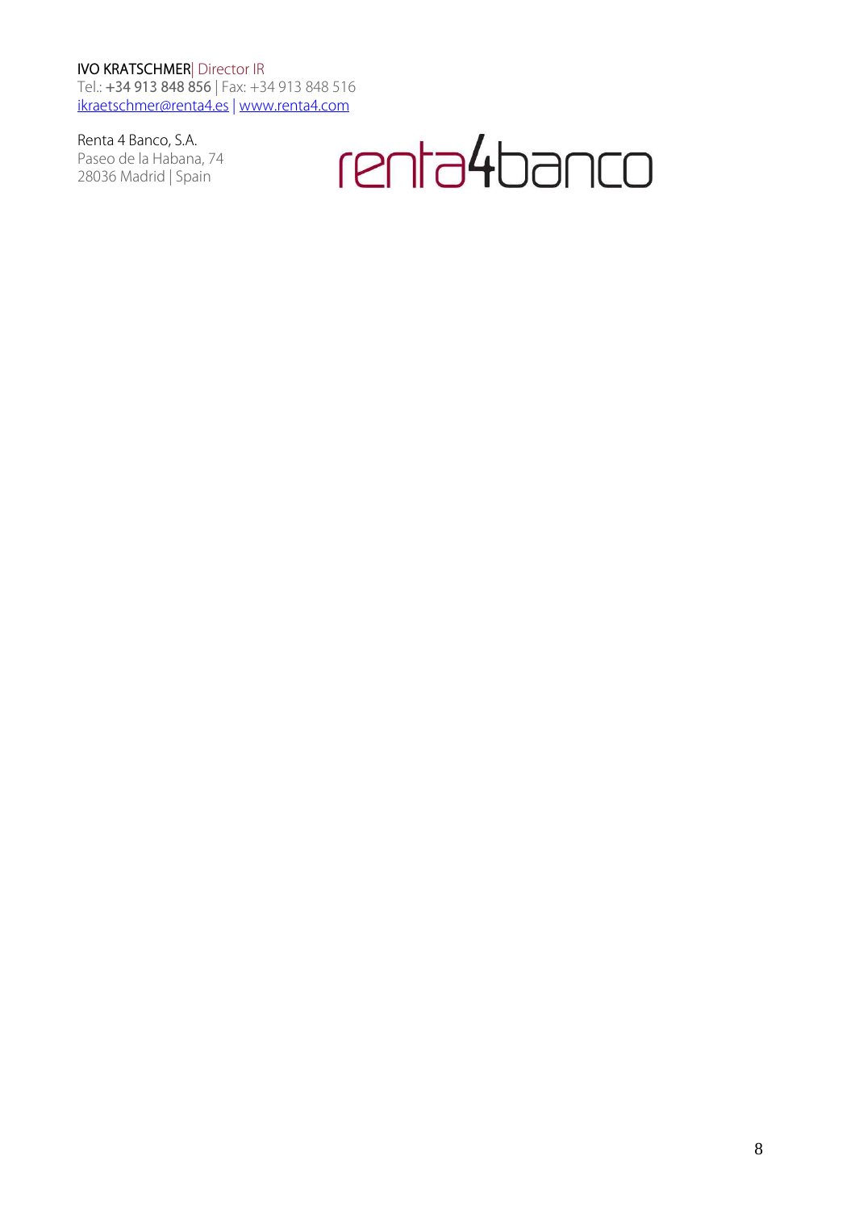**IVO KRATSCHMER**| Director IR
Tel.: **+34 913 848 856** | Fax: +34 913 848 516
[ikraetschmer@renta4.es](mailto:ikraetschmer@renta4.es) | [www.renta4.com](http://www.renta4.com)

Renta 4 Banco, S.A.
Paseo de la Habana, 74
28036 Madrid | Spain

renta4banco